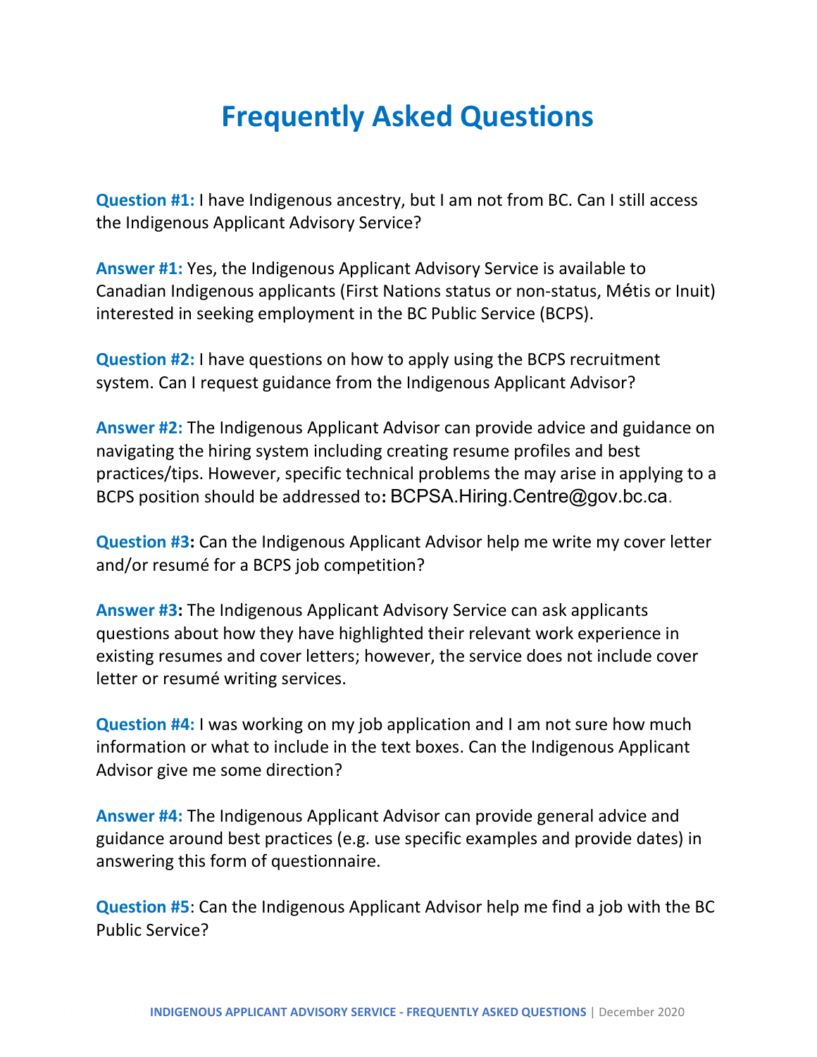# Frequently Asked Questions

**Question #1:** I have Indigenous ancestry, but I am not from BC. Can I still access the Indigenous Applicant Advisory Service?

**Answer #1:** Yes, the Indigenous Applicant Advisory Service is available to Canadian Indigenous applicants (First Nations status or non-status, Métis or Inuit) interested in seeking employment in the BC Public Service (BCPS).

**Question #2:** I have questions on how to apply using the BCPS recruitment system. Can I request guidance from the Indigenous Applicant Advisor?

**Answer #2:** The Indigenous Applicant Advisor can provide advice and guidance on navigating the hiring system including creating resume profiles and best practices/tips. However, specific technical problems the may arise in applying to a BCPS position should be addressed to**:** BCPSA.Hiring.Centre@gov.bc.ca.

**Question #3:** Can the Indigenous Applicant Advisor help me write my cover letter and/or resumé for a BCPS job competition?

**Answer #3:** The Indigenous Applicant Advisory Service can ask applicants questions about how they have highlighted their relevant work experience in existing resumes and cover letters; however, the service does not include cover letter or resumé writing services.

**Question #4:** I was working on my job application and I am not sure how much information or what to include in the text boxes. Can the Indigenous Applicant Advisor give me some direction?

**Answer #4:** The Indigenous Applicant Advisor can provide general advice and guidance around best practices (e.g. use specific examples and provide dates) in answering this form of questionnaire.

**Question #5**: Can the Indigenous Applicant Advisor help me find a job with the BC Public Service?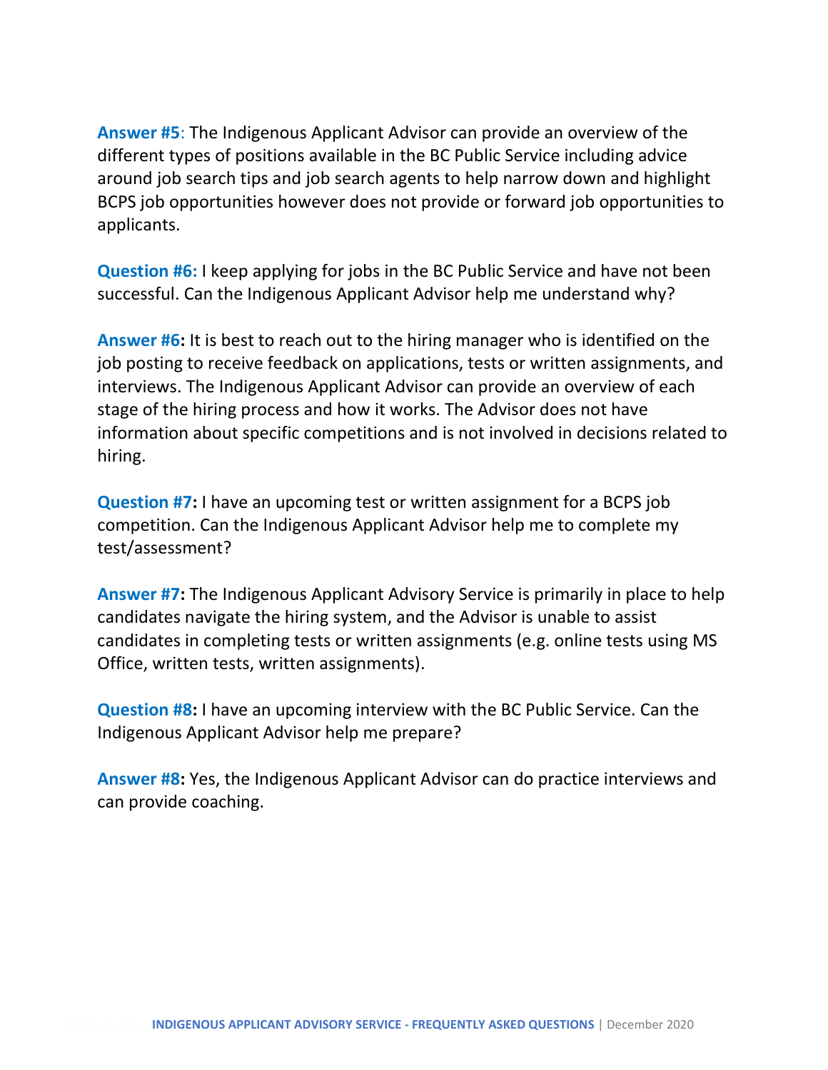**Answer #5**: The Indigenous Applicant Advisor can provide an overview of the different types of positions available in the BC Public Service including advice around job search tips and job search agents to help narrow down and highlight BCPS job opportunities however does not provide or forward job opportunities to applicants.

**Question #6:** I keep applying for jobs in the BC Public Service and have not been successful. Can the Indigenous Applicant Advisor help me understand why?

**Answer #6:** It is best to reach out to the hiring manager who is identified on the job posting to receive feedback on applications, tests or written assignments, and interviews. The Indigenous Applicant Advisor can provide an overview of each stage of the hiring process and how it works. The Advisor does not have information about specific competitions and is not involved in decisions related to hiring.

**Question #7:** I have an upcoming test or written assignment for a BCPS job competition. Can the Indigenous Applicant Advisor help me to complete my test/assessment?

**Answer #7:** The Indigenous Applicant Advisory Service is primarily in place to help candidates navigate the hiring system, and the Advisor is unable to assist candidates in completing tests or written assignments (e.g. online tests using MS Office, written tests, written assignments).

**Question #8:** I have an upcoming interview with the BC Public Service. Can the Indigenous Applicant Advisor help me prepare?

**Answer #8:** Yes, the Indigenous Applicant Advisor can do practice interviews and can provide coaching.